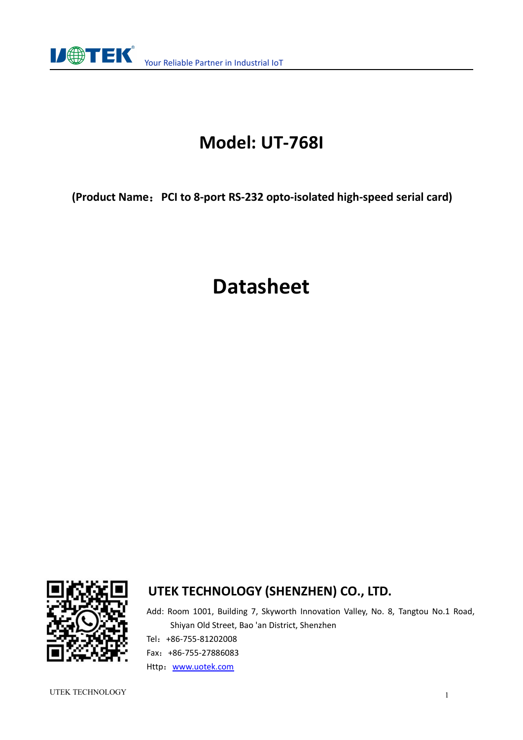# Model: UT-768I

**(Product Name：PCI to 8-port RS-232 opto-isolated high-speed serial card)**

# Datasheet

## UTEK TECHNOLOGY (SHENZHEN) CO., LTD.

Add: Room 1001, Building 7, Skyworth Innovation Valley, No. 8, Tangtou No.1 Road, Shiyan Old Street, Bao 'an District, Shenzhen

Tel：+86-755-81202008

Fax：+86-755-27886083

Http：[www.uotek.com](www.uotek.com)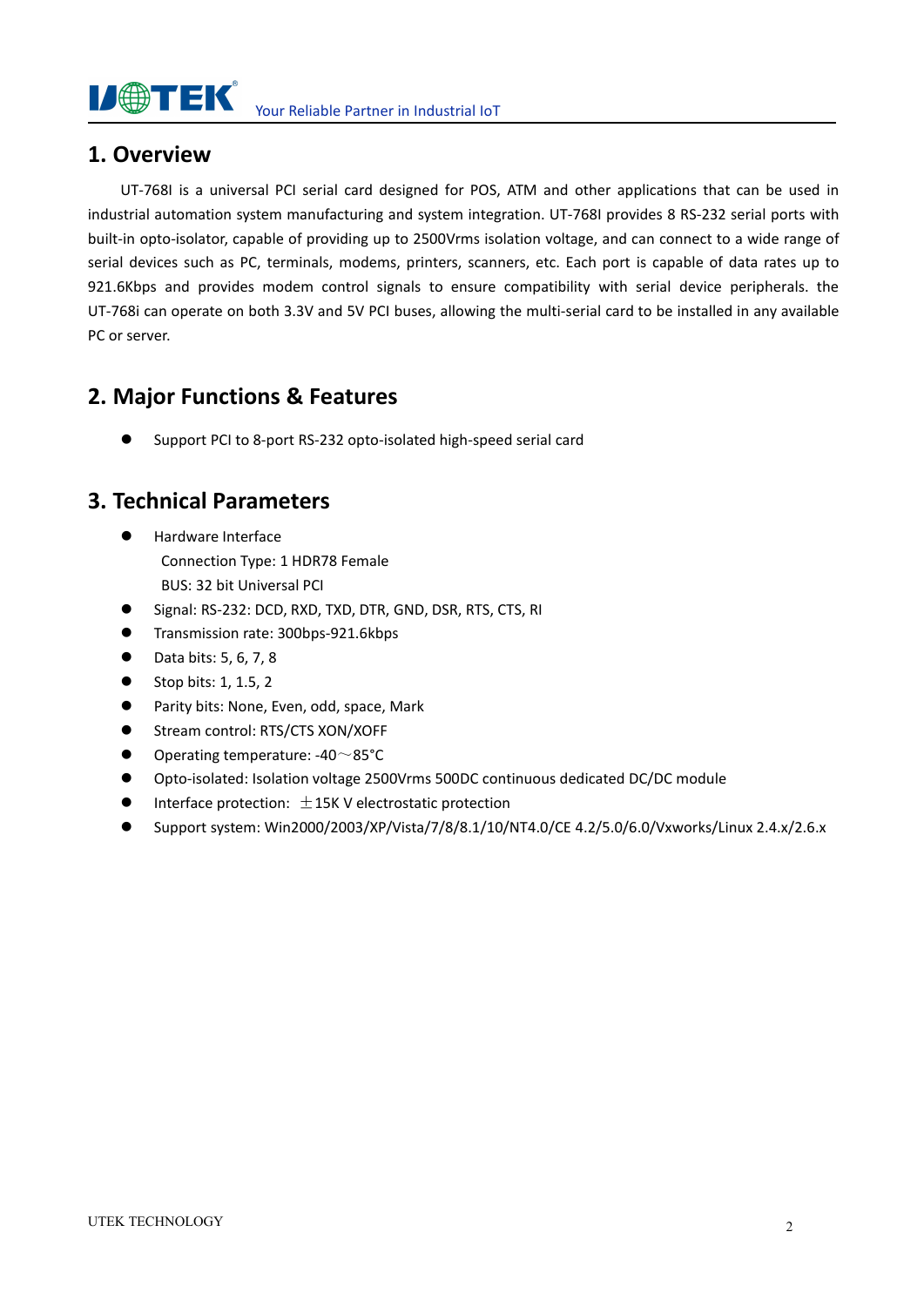## 1. Overview

UT-768I is a universal PCI serial card designed for POS, ATM and other applications that can be used in industrial automation system manufacturing and system integration. UT-768I provides 8 RS-232 serial ports with built-in opto-isolator, capable of providing up to 2500Vrms isolation voltage, and can connect to a wide range of serial devices such as PC, terminals, modems, printers, scanners, etc. Each port is capable of data rates up to 921.6Kbps and provides modem control signals to ensure compatibility with serial device peripherals. the UT-768i can operate on both 3.3V and 5V PCI buses, allowing the multi-serial card to be installed in any available PC or server.

## 2. Major Functions & Features

- Support PCI to 8-port RS-232 opto-isolated high-speed serial card

## 3. Technical Parameters

- Hardware Interface
  Connection Type: 1 HDR78 Female
  BUS: 32 bit Universal PCI
- Signal: RS-232: DCD, RXD, TXD, DTR, GND, DSR, RTS, CTS, RI
- Transmission rate: 300bps-921.6kbps
- Data bits: 5, 6, 7, 8
- Stop bits: 1, 1.5, 2
- Parity bits: None, Even, odd, space, Mark
- Stream control: RTS/CTS XON/XOFF
- Operating temperature: -40～85°C
- Opto-isolated: Isolation voltage 2500Vrms 500DC continuous dedicated DC/DC module
- Interface protection: ±15K V electrostatic protection
- Support system: Win2000/2003/XP/Vista/7/8/8.1/10/NT4.0/CE 4.2/5.0/6.0/Vxworks/Linux 2.4.x/2.6.x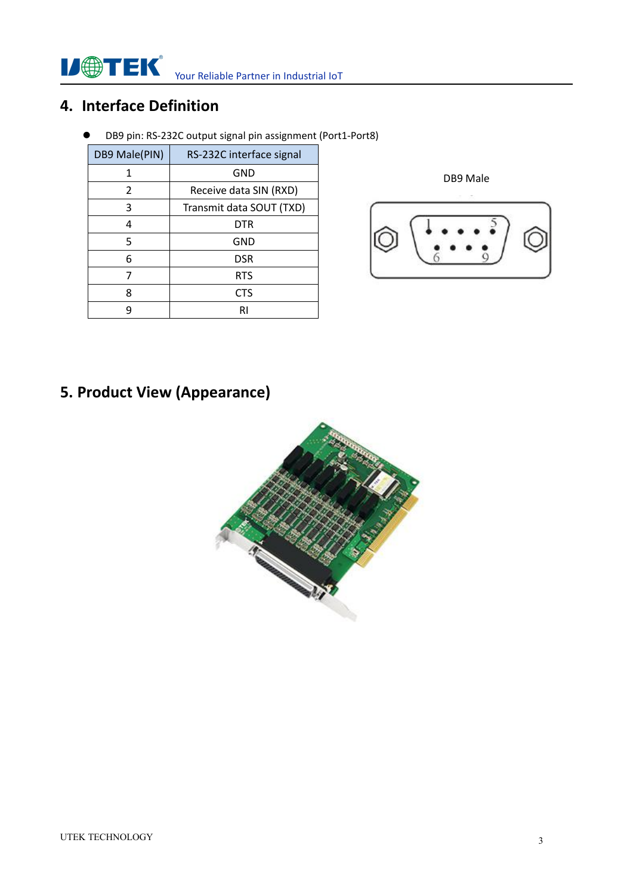## 4. Interface Definition

- DB9 pin: RS-232C output signal pin assignment (Port1-Port8)

| DB9 Male(PIN) | RS-232C interface signal |
|---|---|
| 1 | GND |
| 2 | Receive data SIN (RXD) |
| 3 | Transmit data SOUT (TXD) |
| 4 | DTR |
| 5 | GND |
| 6 | DSR |
| 7 | RTS |
| 8 | CTS |
| 9 | RI |

DB9 Male

## 5. Product View (Appearance)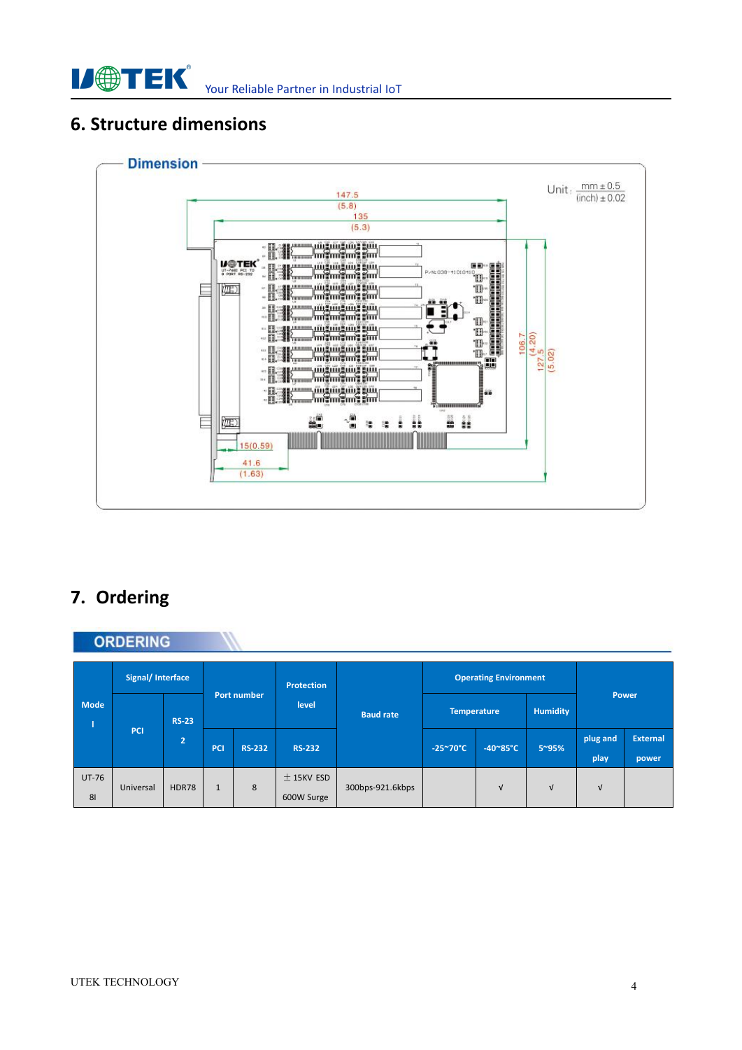## 6. Structure dimensions

Dimension

Unit: mm ± 0.5 / (inch) ± 0.02

147.5
(5.8)
135
(5.3)
106.7
(4.20)
127.5
(5.02)
15(0.59)
41.6
(1.63)

## 7. Ordering

ORDERING

| Model | Signal/ Interface | | Port number | | Protection level | Baud rate | Operating Environment | | | Power | |
|---|---|---|---|---|---|---|---|---|---|---|---|
| | | | | | | | Temperature | | Humidity | | |
| | PCI | RS-232 | PCI | RS-232 | RS-232 | | -25~70°C | -40~85°C | 5~95% | plug and play | External power |
| UT-7681 | Universal | HDR78 | 1 | 8 | ±15KV ESD 600W Surge | 300bps-921.6kbps | | √ | √ | √ | |

UTEK TECHNOLOGY